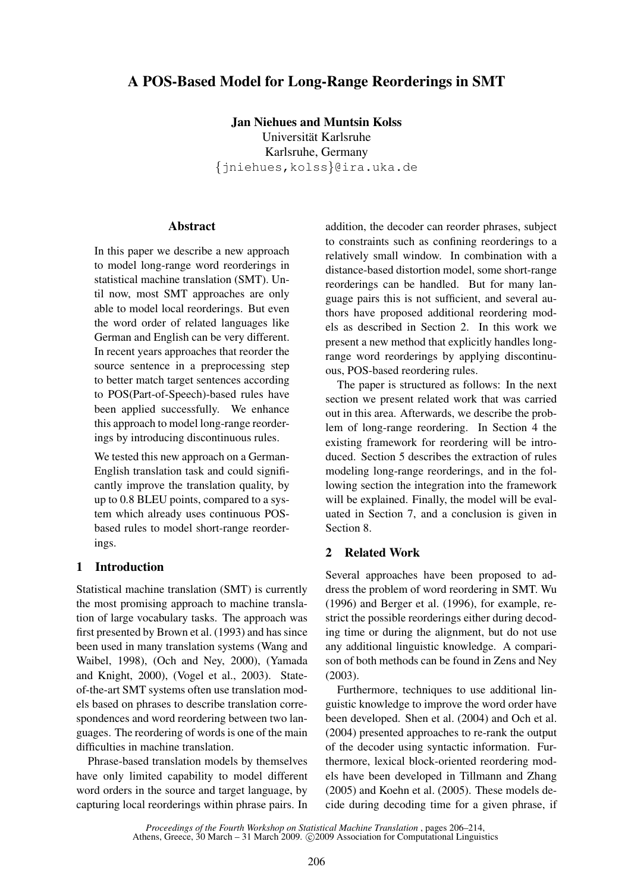# A POS-Based Model for Long-Range Reorderings in SMT

**Jan Niehues and Muntsin Kolss**
Universität Karlsruhe
Karlsruhe, Germany
{jniehues,kolss}@ira.uka.de

## Abstract

In this paper we describe a new approach to model long-range word reorderings in statistical machine translation (SMT). Until now, most SMT approaches are only able to model local reorderings. But even the word order of related languages like German and English can be very different. In recent years approaches that reorder the source sentence in a preprocessing step to better match target sentences according to POS(Part-of-Speech)-based rules have been applied successfully. We enhance this approach to model long-range reorderings by introducing discontinuous rules.

We tested this new approach on a German-English translation task and could significantly improve the translation quality, by up to 0.8 BLEU points, compared to a system which already uses continuous POS-based rules to model short-range reorderings.

## 1 Introduction

Statistical machine translation (SMT) is currently the most promising approach to machine translation of large vocabulary tasks. The approach was first presented by Brown et al. (1993) and has since been used in many translation systems (Wang and Waibel, 1998), (Och and Ney, 2000), (Yamada and Knight, 2000), (Vogel et al., 2003). State-of-the-art SMT systems often use translation models based on phrases to describe translation correspondences and word reordering between two languages. The reordering of words is one of the main difficulties in machine translation.

Phrase-based translation models by themselves have only limited capability to model different word orders in the source and target language, by capturing local reorderings within phrase pairs. In addition, the decoder can reorder phrases, subject to constraints such as confining reorderings to a relatively small window. In combination with a distance-based distortion model, some short-range reorderings can be handled. But for many language pairs this is not sufficient, and several authors have proposed additional reordering models as described in Section 2. In this work we present a new method that explicitly handles long-range word reorderings by applying discontinuous, POS-based reordering rules.

The paper is structured as follows: In the next section we present related work that was carried out in this area. Afterwards, we describe the problem of long-range reordering. In Section 4 the existing framework for reordering will be introduced. Section 5 describes the extraction of rules modeling long-range reorderings, and in the following section the integration into the framework will be explained. Finally, the model will be evaluated in Section 7, and a conclusion is given in Section 8.

## 2 Related Work

Several approaches have been proposed to address the problem of word reordering in SMT. Wu (1996) and Berger et al. (1996), for example, restrict the possible reorderings either during decoding time or during the alignment, but do not use any additional linguistic knowledge. A comparison of both methods can be found in Zens and Ney (2003).

Furthermore, techniques to use additional linguistic knowledge to improve the word order have been developed. Shen et al. (2004) and Och et al. (2004) presented approaches to re-rank the output of the decoder using syntactic information. Furthermore, lexical block-oriented reordering models have been developed in Tillmann and Zhang (2005) and Koehn et al. (2005). These models decide during decoding time for a given phrase, if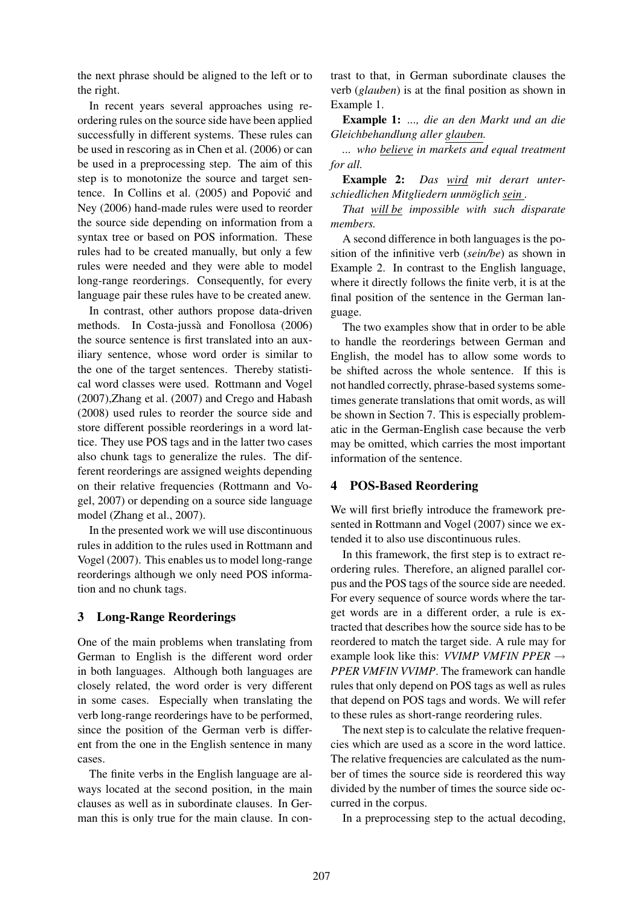the next phrase should be aligned to the left or to the right.

In recent years several approaches using reordering rules on the source side have been applied successfully in different systems. These rules can be used in rescoring as in Chen et al. (2006) or can be used in a preprocessing step. The aim of this step is to monotonize the source and target sentence. In Collins et al. (2005) and Popović and Ney (2006) hand-made rules were used to reorder the source side depending on information from a syntax tree or based on POS information. These rules had to be created manually, but only a few rules were needed and they were able to model long-range reorderings. Consequently, for every language pair these rules have to be created anew.

In contrast, other authors propose data-driven methods. In Costa-jussà and Fonollosa (2006) the source sentence is first translated into an auxiliary sentence, whose word order is similar to the one of the target sentences. Thereby statistical word classes were used. Rottmann and Vogel (2007),Zhang et al. (2007) and Crego and Habash (2008) used rules to reorder the source side and store different possible reorderings in a word lattice. They use POS tags and in the latter two cases also chunk tags to generalize the rules. The different reorderings are assigned weights depending on their relative frequencies (Rottmann and Vogel, 2007) or depending on a source side language model (Zhang et al., 2007).

In the presented work we will use discontinuous rules in addition to the rules used in Rottmann and Vogel (2007). This enables us to model long-range reorderings although we only need POS information and no chunk tags.

## 3 Long-Range Reorderings

One of the main problems when translating from German to English is the different word order in both languages. Although both languages are closely related, the word order is very different in some cases. Especially when translating the verb long-range reorderings have to be performed, since the position of the German verb is different from the one in the English sentence in many cases.

The finite verbs in the English language are always located at the second position, in the main clauses as well as in subordinate clauses. In German this is only true for the main clause. In contrast to that, in German subordinate clauses the verb (*glauben*) is at the final position as shown in Example 1.

**Example 1:** *..., die an den Markt und an die Gleichbehandlung aller glauben.*

*... who believe in markets and equal treatment for all.*

**Example 2:** *Das wird mit derart unterschiedlichen Mitgliedern unmöglich sein .*

*That will be impossible with such disparate members.*

A second difference in both languages is the position of the infinitive verb (*sein/be*) as shown in Example 2. In contrast to the English language, where it directly follows the finite verb, it is at the final position of the sentence in the German language.

The two examples show that in order to be able to handle the reorderings between German and English, the model has to allow some words to be shifted across the whole sentence. If this is not handled correctly, phrase-based systems sometimes generate translations that omit words, as will be shown in Section 7. This is especially problematic in the German-English case because the verb may be omitted, which carries the most important information of the sentence.

## 4 POS-Based Reordering

We will first briefly introduce the framework presented in Rottmann and Vogel (2007) since we extended it to also use discontinuous rules.

In this framework, the first step is to extract reordering rules. Therefore, an aligned parallel corpus and the POS tags of the source side are needed. For every sequence of source words where the target words are in a different order, a rule is extracted that describes how the source side has to be reordered to match the target side. A rule may for example look like this: *VVIMP VMFIN PPER → PPER VMFIN VVIMP*. The framework can handle rules that only depend on POS tags as well as rules that depend on POS tags and words. We will refer to these rules as short-range reordering rules.

The next step is to calculate the relative frequencies which are used as a score in the word lattice. The relative frequencies are calculated as the number of times the source side is reordered this way divided by the number of times the source side occurred in the corpus.

In a preprocessing step to the actual decoding,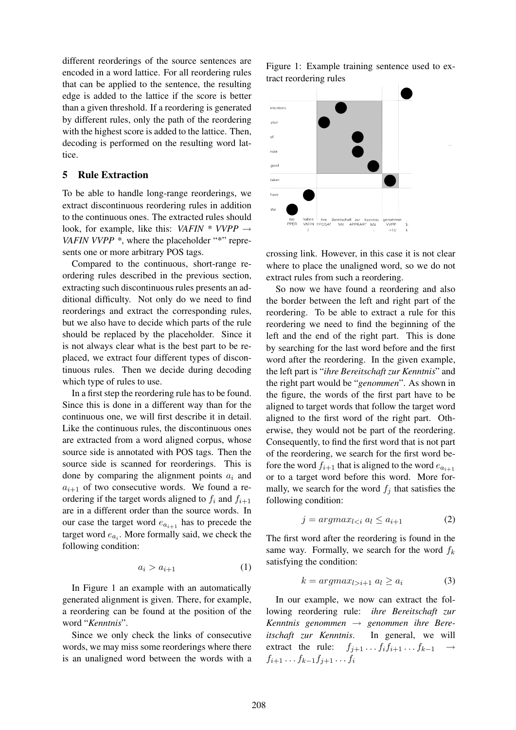different reorderings of the source sentences are encoded in a word lattice. For all reordering rules that can be applied to the sentence, the resulting edge is added to the lattice if the score is better than a given threshold. If a reordering is generated by different rules, only the path of the reordering with the highest score is added to the lattice. Then, decoding is performed on the resulting word lattice.

## 5 Rule Extraction

To be able to handle long-range reorderings, we extract discontinuous reordering rules in addition to the continuous ones. The extracted rules should look, for example, like this: *VAFIN * VVPP → VAFIN VVPP **, where the placeholder "*" represents one or more arbitrary POS tags.

Compared to the continuous, short-range reordering rules described in the previous section, extracting such discontinuous rules presents an additional difficulty. Not only do we need to find reorderings and extract the corresponding rules, but we also have to decide which parts of the rule should be replaced by the placeholder. Since it is not always clear what is the best part to be replaced, we extract four different types of discontinuous rules. Then we decide during decoding which type of rules to use.

In a first step the reordering rule has to be found. Since this is done in a different way than for the continuous one, we will first describe it in detail. Like the continuous rules, the discontinuous ones are extracted from a word aligned corpus, whose source side is annotated with POS tags. Then the source side is scanned for reorderings. This is done by comparing the alignment points $a_i$ and $a_{i+1}$ of two consecutive words. We found a reordering if the target words aligned to $f_i$ and $f_{i+1}$ are in a different order than the source words. In our case the target word $e_{a_{i+1}}$ has to precede the target word $e_{a_i}$. More formally said, we check the following condition:

$$a_i > a_{i+1} \tag{1}$$

In Figure 1 an example with an automatically generated alignment is given. There, for example, a reordering can be found at the position of the word "*Kenntnis*".

Since we only check the links of consecutive words, we may miss some reorderings where there is an unaligned word between the words with a crossing link. However, in this case it is not clear where to place the unaligned word, so we do not extract rules from such a reordering.

Figure 1: Example training sentence used to extract reordering rules

So now we have found a reordering and also the border between the left and right part of the reordering. To be able to extract a rule for this reordering we need to find the beginning of the left and the end of the right part. This is done by searching for the last word before and the first word after the reordering. In the given example, the left part is "*ihre Bereitschaft zur Kenntnis*" and the right part would be "*genommen*". As shown in the figure, the words of the first part have to be aligned to target words that follow the target word aligned to the first word of the right part. Otherwise, they would not be part of the reordering. Consequently, to find the first word that is not part of the reordering, we search for the first word before the word $f_{i+1}$ that is aligned to the word $e_{a_{i+1}}$ or to a target word before this word. More formally, we search for the word $f_j$ that satisfies the following condition:

$$j = argmax_{l<i} \; a_l \leq a_{i+1} \tag{2}$$

The first word after the reordering is found in the same way. Formally, we search for the word $f_k$ satisfying the condition:

$$k = argmax_{l>i+1} \; a_l \geq a_i \tag{3}$$

In our example, we now can extract the following reordering rule: *ihre Bereitschaft zur Kenntnis genommen → genommen ihre Bereitschaft zur Kenntnis*. In general, we will extract the rule: $f_{j+1} \ldots f_i f_{i+1} \ldots f_{k-1} \rightarrow f_{i+1} \ldots f_{k-1} f_{j+1} \ldots f_i$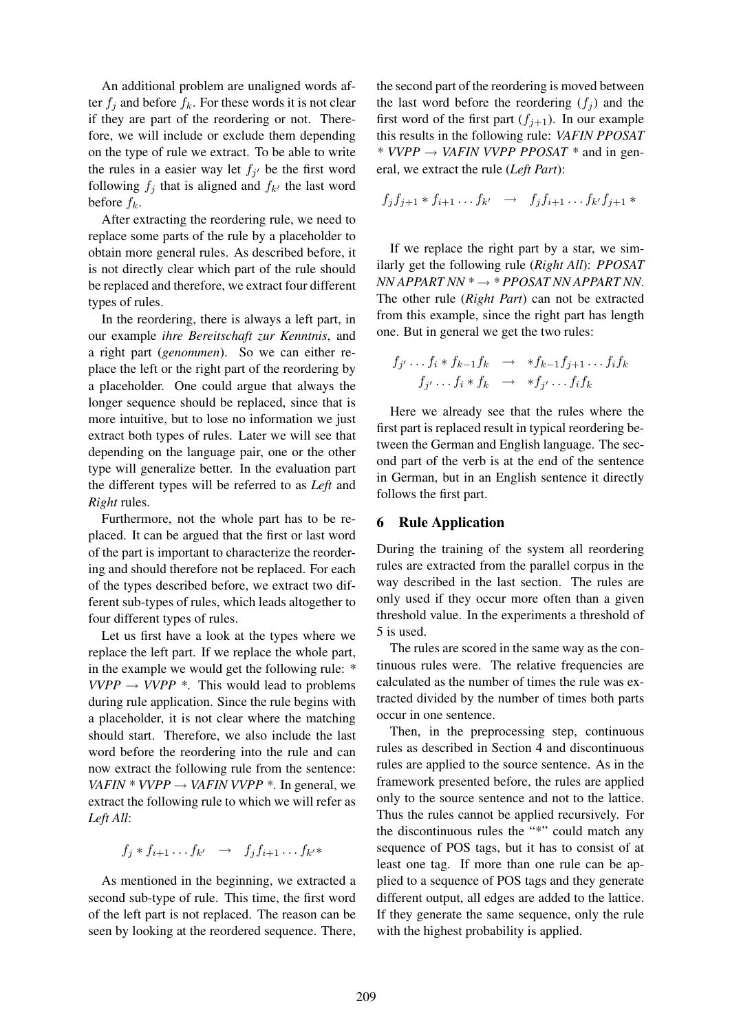An additional problem are unaligned words after $f_j$ and before $f_k$. For these words it is not clear if they are part of the reordering or not. Therefore, we will include or exclude them depending on the type of rule we extract. To be able to write the rules in a easier way let $f_{j'}$ be the first word following $f_j$ that is aligned and $f_{k'}$ the last word before $f_k$.

After extracting the reordering rule, we need to replace some parts of the rule by a placeholder to obtain more general rules. As described before, it is not directly clear which part of the rule should be replaced and therefore, we extract four different types of rules.

In the reordering, there is always a left part, in our example *ihre Bereitschaft zur Kenntnis*, and a right part (*genommen*). So we can either replace the left or the right part of the reordering by a placeholder. One could argue that always the longer sequence should be replaced, since that is more intuitive, but to lose no information we just extract both types of rules. Later we will see that depending on the language pair, one or the other type will generalize better. In the evaluation part the different types will be referred to as *Left* and *Right* rules.

Furthermore, not the whole part has to be replaced. It can be argued that the first or last word of the part is important to characterize the reordering and should therefore not be replaced. For each of the types described before, we extract two different sub-types of rules, which leads altogether to four different types of rules.

Let us first have a look at the types where we replace the left part. If we replace the whole part, in the example we would get the following rule: *\* VVPP → VVPP \**. This would lead to problems during rule application. Since the rule begins with a placeholder, it is not clear where the matching should start. Therefore, we also include the last word before the reordering into the rule and can now extract the following rule from the sentence: *VAFIN \* VVPP → VAFIN VVPP \**. In general, we extract the following rule to which we will refer as *Left All*:

$$f_j * f_{i+1} \dots f_{k'} \quad \rightarrow \quad f_j f_{i+1} \dots f_{k'} *$$

As mentioned in the beginning, we extracted a second sub-type of rule. This time, the first word of the left part is not replaced. The reason can be seen by looking at the reordered sequence. There, the second part of the reordering is moved between the last word before the reordering ($f_j$) and the first word of the first part ($f_{j+1}$). In our example this results in the following rule: *VAFIN PPOSAT \* VVPP → VAFIN VVPP PPOSAT \** and in general, we extract the rule (*Left Part*):

$$f_j f_{j+1} * f_{i+1} \dots f_{k'} \quad \rightarrow \quad f_j f_{i+1} \dots f_{k'} f_{j+1} *$$

If we replace the right part by a star, we similarly get the following rule (*Right All*): *PPOSAT NN APPART NN \* → \* PPOSAT NN APPART NN*. The other rule (*Right Part*) can not be extracted from this example, since the right part has length one. But in general we get the two rules:

$$\begin{aligned} f_{j'} \dots f_i * f_{k-1} f_k \quad &\rightarrow \quad * f_{k-1} f_{j+1} \dots f_i f_k \\ f_{j'} \dots f_i * f_k \quad &\rightarrow \quad * f_{j'} \dots f_i f_k \end{aligned}$$

Here we already see that the rules where the first part is replaced result in typical reordering between the German and English language. The second part of the verb is at the end of the sentence in German, but in an English sentence it directly follows the first part.

## 6 Rule Application

During the training of the system all reordering rules are extracted from the parallel corpus in the way described in the last section. The rules are only used if they occur more often than a given threshold value. In the experiments a threshold of 5 is used.

The rules are scored in the same way as the continuous rules were. The relative frequencies are calculated as the number of times the rule was extracted divided by the number of times both parts occur in one sentence.

Then, in the preprocessing step, continuous rules as described in Section 4 and discontinuous rules are applied to the source sentence. As in the framework presented before, the rules are applied only to the source sentence and not to the lattice. Thus the rules cannot be applied recursively. For the discontinuous rules the "\*" could match any sequence of POS tags, but it has to consist of at least one tag. If more than one rule can be applied to a sequence of POS tags and they generate different output, all edges are added to the lattice. If they generate the same sequence, only the rule with the highest probability is applied.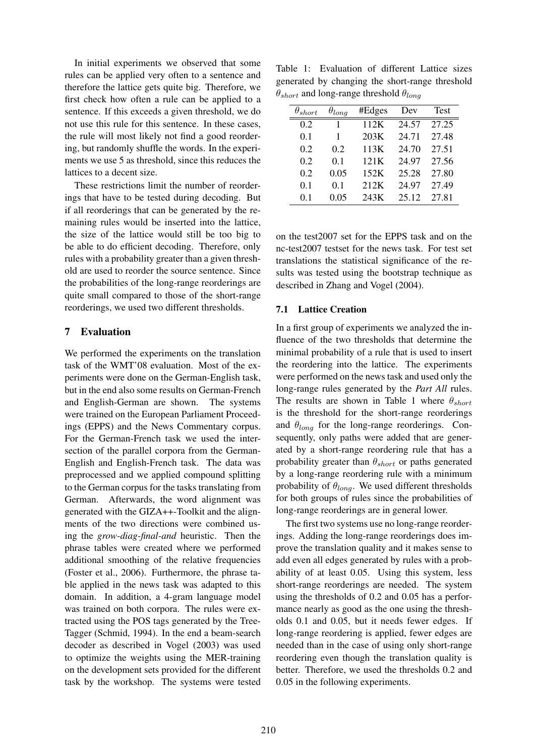In initial experiments we observed that some rules can be applied very often to a sentence and therefore the lattice gets quite big. Therefore, we first check how often a rule can be applied to a sentence. If this exceeds a given threshold, we do not use this rule for this sentence. In these cases, the rule will most likely not find a good reordering, but randomly shuffle the words. In the experiments we use 5 as threshold, since this reduces the lattices to a decent size.

These restrictions limit the number of reorderings that have to be tested during decoding. But if all reorderings that can be generated by the remaining rules would be inserted into the lattice, the size of the lattice would still be too big to be able to do efficient decoding. Therefore, only rules with a probability greater than a given threshold are used to reorder the source sentence. Since the probabilities of the long-range reorderings are quite small compared to those of the short-range reorderings, we used two different thresholds.

## 7 Evaluation

We performed the experiments on the translation task of the WMT'08 evaluation. Most of the experiments were done on the German-English task, but in the end also some results on German-French and English-German are shown. The systems were trained on the European Parliament Proceedings (EPPS) and the News Commentary corpus. For the German-French task we used the intersection of the parallel corpora from the German-English and English-French task. The data was preprocessed and we applied compound splitting to the German corpus for the tasks translating from German. Afterwards, the word alignment was generated with the GIZA++-Toolkit and the alignments of the two directions were combined using the *grow-diag-final-and* heuristic. Then the phrase tables were created where we performed additional smoothing of the relative frequencies (Foster et al., 2006). Furthermore, the phrase table applied in the news task was adapted to this domain. In addition, a 4-gram language model was trained on both corpora. The rules were extracted using the POS tags generated by the TreeTagger (Schmid, 1994). In the end a beam-search decoder as described in Vogel (2003) was used to optimize the weights using the MER-training on the development sets provided for the different task by the workshop. The systems were tested on the test2007 set for the EPPS task and on the nc-test2007 testset for the news task. For test set translations the statistical significance of the results was tested using the bootstrap technique as described in Zhang and Vogel (2004).

Table 1: Evaluation of different Lattice sizes generated by changing the short-range threshold $\theta_{short}$ and long-range threshold $\theta_{long}$

| $\theta_{short}$ | $\theta_{long}$ | #Edges | Dev | Test |
|---|---|---|---|---|
| 0.2 | 1 | 112K | 24.57 | 27.25 |
| 0.1 | 1 | 203K | 24.71 | 27.48 |
| 0.2 | 0.2 | 113K | 24.70 | 27.51 |
| 0.2 | 0.1 | 121K | 24.97 | 27.56 |
| 0.2 | 0.05 | 152K | 25.28 | 27.80 |
| 0.1 | 0.1 | 212K | 24.97 | 27.49 |
| 0.1 | 0.05 | 243K | 25.12 | 27.81 |

### 7.1 Lattice Creation

In a first group of experiments we analyzed the influence of the two thresholds that determine the minimal probability of a rule that is used to insert the reordering into the lattice. The experiments were performed on the news task and used only the long-range rules generated by the *Part All* rules. The results are shown in Table 1 where $\theta_{short}$ is the threshold for the short-range reorderings and $\theta_{long}$ for the long-range reorderings. Consequently, only paths were added that are generated by a short-range reordering rule that has a probability greater than $\theta_{short}$ or paths generated by a long-range reordering rule with a minimum probability of $\theta_{long}$. We used different thresholds for both groups of rules since the probabilities of long-range reorderings are in general lower.

The first two systems use no long-range reorderings. Adding the long-range reorderings does improve the translation quality and it makes sense to add even all edges generated by rules with a probability of at least 0.05. Using this system, less short-range reorderings are needed. The system using the thresholds of 0.2 and 0.05 has a performance nearly as good as the one using the thresholds 0.1 and 0.05, but it needs fewer edges. If long-range reordering is applied, fewer edges are needed than in the case of using only short-range reordering even though the translation quality is better. Therefore, we used the thresholds 0.2 and 0.05 in the following experiments.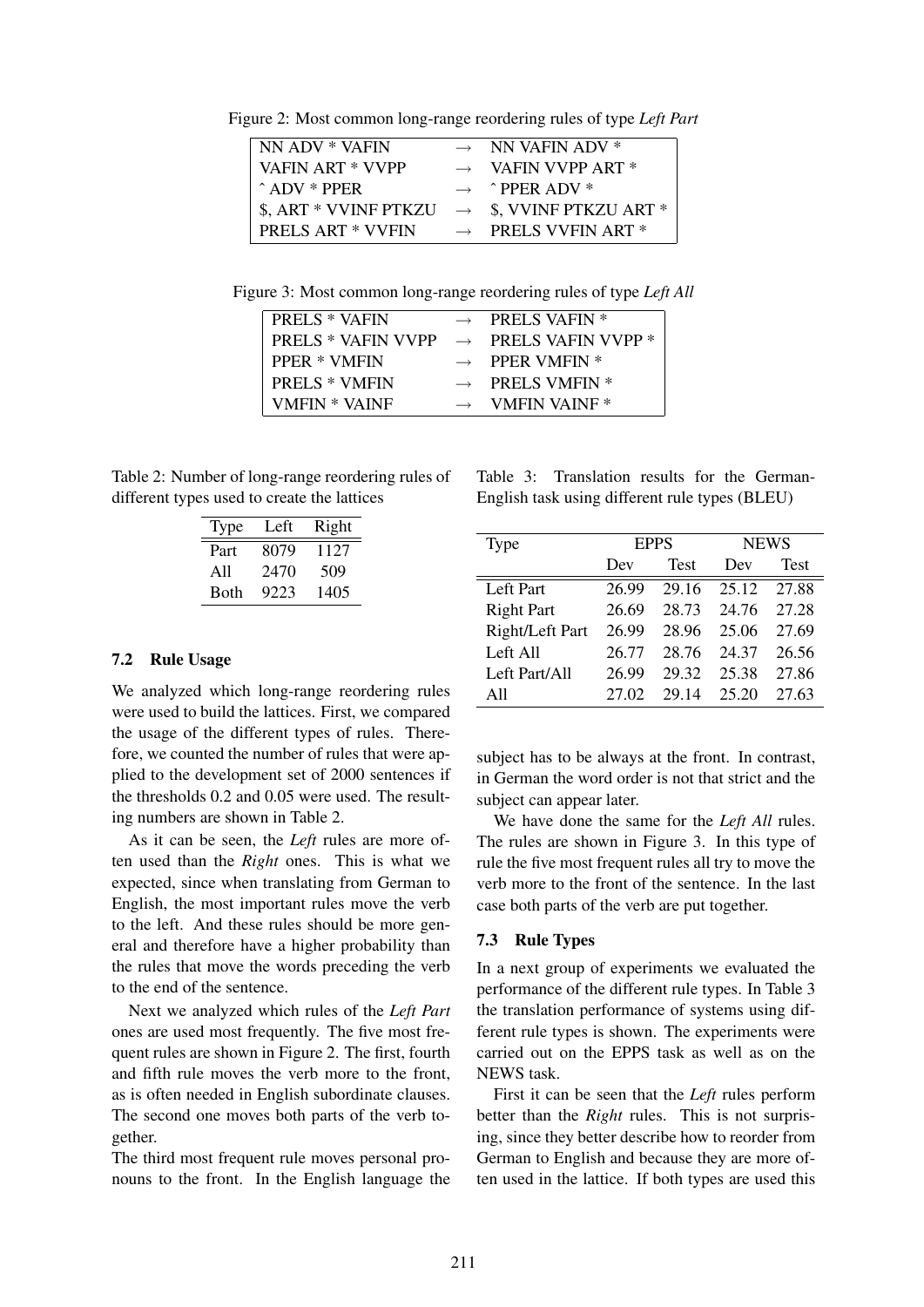Figure 2: Most common long-range reordering rules of type *Left Part*

| | | |
|---|---|---|
| NN ADV * VAFIN | → | NN VAFIN ADV * |
| VAFIN ART * VVPP | → | VAFIN VVPP ART * |
| ˆ ADV * PPER | → | ˆ PPER ADV * |
| $, ART * VVINF PTKZU | → | $, VVINF PTKZU ART * |
| PRELS ART * VVFIN | → | PRELS VVFIN ART * |

Figure 3: Most common long-range reordering rules of type *Left All*

| | | |
|---|---|---|
| PRELS * VAFIN | → | PRELS VAFIN * |
| PRELS * VAFIN VVPP | → | PRELS VAFIN VVPP * |
| PPER * VMFIN | → | PPER VMFIN * |
| PRELS * VMFIN | → | PRELS VMFIN * |
| VMFIN * VAINF | → | VMFIN VAINF * |

Table 2: Number of long-range reordering rules of different types used to create the lattices

| Type | Left | Right |
|---|---|---|
| Part | 8079 | 1127 |
| All | 2470 | 509 |
| Both | 9223 | 1405 |

### 7.2 Rule Usage

We analyzed which long-range reordering rules were used to build the lattices. First, we compared the usage of the different types of rules. Therefore, we counted the number of rules that were applied to the development set of 2000 sentences if the thresholds 0.2 and 0.05 were used. The resulting numbers are shown in Table 2.

As it can be seen, the *Left* rules are more often used than the *Right* ones. This is what we expected, since when translating from German to English, the most important rules move the verb to the left. And these rules should be more general and therefore have a higher probability than the rules that move the words preceding the verb to the end of the sentence.

Next we analyzed which rules of the *Left Part* ones are used most frequently. The five most frequent rules are shown in Figure 2. The first, fourth and fifth rule moves the verb more to the front, as is often needed in English subordinate clauses. The second one moves both parts of the verb together.

The third most frequent rule moves personal pronouns to the front. In the English language the subject has to be always at the front. In contrast, in German the word order is not that strict and the subject can appear later.

We have done the same for the *Left All* rules. The rules are shown in Figure 3. In this type of rule the five most frequent rules all try to move the verb more to the front of the sentence. In the last case both parts of the verb are put together.

Table 3: Translation results for the German-English task using different rule types (BLEU)

| Type | EPPS | | NEWS | |
|---|---|---|---|---|
| | Dev | Test | Dev | Test |
| Left Part | 26.99 | 29.16 | 25.12 | 27.88 |
| Right Part | 26.69 | 28.73 | 24.76 | 27.28 |
| Right/Left Part | 26.99 | 28.96 | 25.06 | 27.69 |
| Left All | 26.77 | 28.76 | 24.37 | 26.56 |
| Left Part/All | 26.99 | 29.32 | 25.38 | 27.86 |
| All | 27.02 | 29.14 | 25.20 | 27.63 |

### 7.3 Rule Types

In a next group of experiments we evaluated the performance of the different rule types. In Table 3 the translation performance of systems using different rule types is shown. The experiments were carried out on the EPPS task as well as on the NEWS task.

First it can be seen that the *Left* rules perform better than the *Right* rules. This is not surprising, since they better describe how to reorder from German to English and because they are more often used in the lattice. If both types are used this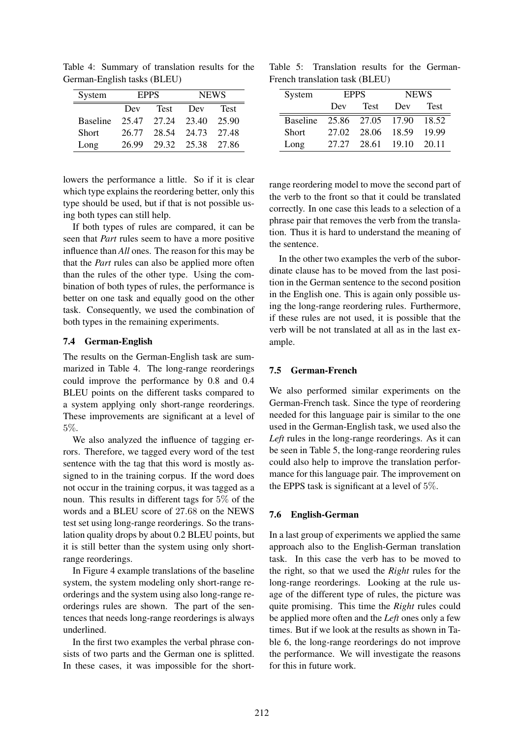Table 4: Summary of translation results for the German-English tasks (BLEU)

| System | EPPS | | NEWS | |
|---|---|---|---|---|
| | Dev | Test | Dev | Test |
| Baseline | 25.47 | 27.24 | 23.40 | 25.90 |
| Short | 26.77 | 28.54 | 24.73 | 27.48 |
| Long | 26.99 | 29.32 | 25.38 | 27.86 |

Table 5: Translation results for the German-French translation task (BLEU)

| System | EPPS | | NEWS | |
|---|---|---|---|---|
| | Dev | Test | Dev | Test |
| Baseline | 25.86 | 27.05 | 17.90 | 18.52 |
| Short | 27.02 | 28.06 | 18.59 | 19.99 |
| Long | 27.27 | 28.61 | 19.10 | 20.11 |

lowers the performance a little. So if it is clear which type explains the reordering better, only this type should be used, but if that is not possible using both types can still help.

If both types of rules are compared, it can be seen that *Part* rules seem to have a more positive influence than *All* ones. The reason for this may be that the *Part* rules can also be applied more often than the rules of the other type. Using the combination of both types of rules, the performance is better on one task and equally good on the other task. Consequently, we used the combination of both types in the remaining experiments.

### 7.4 German-English

The results on the German-English task are summarized in Table 4. The long-range reorderings could improve the performance by 0.8 and 0.4 BLEU points on the different tasks compared to a system applying only short-range reorderings. These improvements are significant at a level of $5\%$.

We also analyzed the influence of tagging errors. Therefore, we tagged every word of the test sentence with the tag that this word is mostly assigned to in the training corpus. If the word does not occur in the training corpus, it was tagged as a noun. This results in different tags for $5\%$ of the words and a BLEU score of $27.68$ on the NEWS test set using long-range reorderings. So the translation quality drops by about 0.2 BLEU points, but it is still better than the system using only short-range reorderings.

In Figure 4 example translations of the baseline system, the system modeling only short-range reorderings and the system using also long-range reorderings rules are shown. The part of the sentences that needs long-range reorderings is always underlined.

In the first two examples the verbal phrase consists of two parts and the German one is splitted. In these cases, it was impossible for the short-range reordering model to move the second part of the verb to the front so that it could be translated correctly. In one case this leads to a selection of a phrase pair that removes the verb from the translation. Thus it is hard to understand the meaning of the sentence.

In the other two examples the verb of the subordinate clause has to be moved from the last position in the German sentence to the second position in the English one. This is again only possible using the long-range reordering rules. Furthermore, if these rules are not used, it is possible that the verb will be not translated at all as in the last example.

### 7.5 German-French

We also performed similar experiments on the German-French task. Since the type of reordering needed for this language pair is similar to the one used in the German-English task, we used also the *Left* rules in the long-range reorderings. As it can be seen in Table 5, the long-range reordering rules could also help to improve the translation performance for this language pair. The improvement on the EPPS task is significant at a level of $5\%$.

### 7.6 English-German

In a last group of experiments we applied the same approach also to the English-German translation task. In this case the verb has to be moved to the right, so that we used the *Right* rules for the long-range reorderings. Looking at the rule usage of the different type of rules, the picture was quite promising. This time the *Right* rules could be applied more often and the *Left* ones only a few times. But if we look at the results as shown in Table 6, the long-range reorderings do not improve the performance. We will investigate the reasons for this in future work.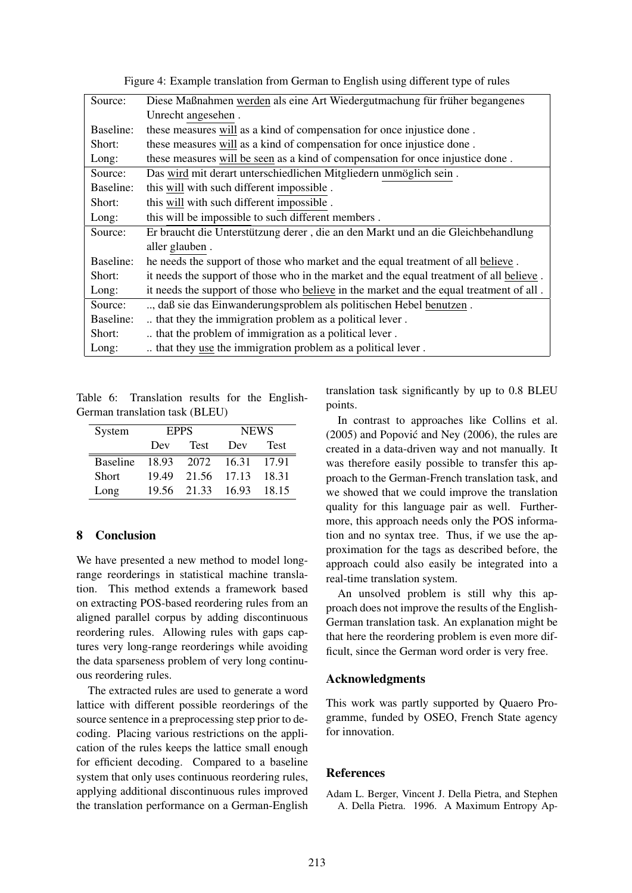Figure 4: Example translation from German to English using different type of rules

| | |
|---|---|
| Source: | Diese Maßnahmen werden als eine Art Wiedergutmachung für früher begangenes Unrecht angesehen . |
| Baseline: | these measures will as a kind of compensation for once injustice done . |
| Short: | these measures will as a kind of compensation for once injustice done . |
| Long: | these measures will be seen as a kind of compensation for once injustice done . |
| Source: | Das wird mit derart unterschiedlichen Mitgliedern unmöglich sein . |
| Baseline: | this will with such different impossible . |
| Short: | this will with such different impossible . |
| Long: | this will be impossible to such different members . |
| Source: | Er braucht die Unterstützung derer , die an den Markt und an die Gleichbehandlung aller glauben . |
| Baseline: | he needs the support of those who market and the equal treatment of all believe . |
| Short: | it needs the support of those who in the market and the equal treatment of all believe . |
| Long: | it needs the support of those who believe in the market and the equal treatment of all . |
| Source: | .., daß sie das Einwanderungsproblem als politischen Hebel benutzen . |
| Baseline: | .. that they the immigration problem as a political lever . |
| Short: | .. that the problem of immigration as a political lever . |
| Long: | .. that they use the immigration problem as a political lever . |

Table 6: Translation results for the English-German translation task (BLEU)

| System | EPPS | | NEWS | |
|---|---|---|---|---|
| | Dev | Test | Dev | Test |
| Baseline | 18.93 | 2072 | 16.31 | 17.91 |
| Short | 19.49 | 21.56 | 17.13 | 18.31 |
| Long | 19.56 | 21.33 | 16.93 | 18.15 |

## 8 Conclusion

We have presented a new method to model long-range reorderings in statistical machine translation. This method extends a framework based on extracting POS-based reordering rules from an aligned parallel corpus by adding discontinuous reordering rules. Allowing rules with gaps captures very long-range reorderings while avoiding the data sparseness problem of very long continuous reordering rules.

The extracted rules are used to generate a word lattice with different possible reorderings of the source sentence in a preprocessing step prior to decoding. Placing various restrictions on the application of the rules keeps the lattice small enough for efficient decoding. Compared to a baseline system that only uses continuous reordering rules, applying additional discontinuous rules improved the translation performance on a German-English translation task significantly by up to 0.8 BLEU points.

In contrast to approaches like Collins et al. (2005) and Popović and Ney (2006), the rules are created in a data-driven way and not manually. It was therefore easily possible to transfer this approach to the German-French translation task, and we showed that we could improve the translation quality for this language pair as well. Furthermore, this approach needs only the POS information and no syntax tree. Thus, if we use the approximation for the tags as described before, the approach could also easily be integrated into a real-time translation system.

An unsolved problem is still why this approach does not improve the results of the English-German translation task. An explanation might be that here the reordering problem is even more difficult, since the German word order is very free.

## Acknowledgments

This work was partly supported by Quaero Programme, funded by OSEO, French State agency for innovation.

## References

Adam L. Berger, Vincent J. Della Pietra, and Stephen A. Della Pietra. 1996. A Maximum Entropy Ap-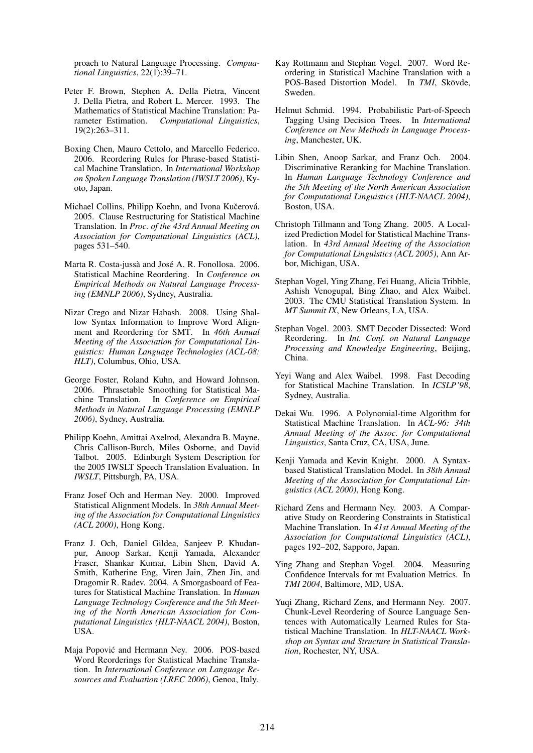proach to Natural Language Processing. *Compuational Linguistics*, 22(1):39–71.

Peter F. Brown, Stephen A. Della Pietra, Vincent J. Della Pietra, and Robert L. Mercer. 1993. The Mathematics of Statistical Machine Translation: Parameter Estimation. *Computational Linguistics*, 19(2):263–311.

Boxing Chen, Mauro Cettolo, and Marcello Federico. 2006. Reordering Rules for Phrase-based Statistical Machine Translation. In *International Workshop on Spoken Language Translation (IWSLT 2006)*, Kyoto, Japan.

Michael Collins, Philipp Koehn, and Ivona Kučerová. 2005. Clause Restructuring for Statistical Machine Translation. In *Proc. of the 43rd Annual Meeting on Association for Computational Linguistics (ACL)*, pages 531–540.

Marta R. Costa-jussà and José A. R. Fonollosa. 2006. Statistical Machine Reordering. In *Conference on Empirical Methods on Natural Language Processing (EMNLP 2006)*, Sydney, Australia.

Nizar Crego and Nizar Habash. 2008. Using Shallow Syntax Information to Improve Word Alignment and Reordering for SMT. In *46th Annual Meeting of the Association for Computational Linguistics: Human Language Technologies (ACL-08: HLT)*, Columbus, Ohio, USA.

George Foster, Roland Kuhn, and Howard Johnson. 2006. Phrasetable Smoothing for Statistical Machine Translation. In *Conference on Empirical Methods in Natural Language Processing (EMNLP 2006)*, Sydney, Australia.

Philipp Koehn, Amittai Axelrod, Alexandra B. Mayne, Chris Callison-Burch, Miles Osborne, and David Talbot. 2005. Edinburgh System Description for the 2005 IWSLT Speech Translation Evaluation. In *IWSLT*, Pittsburgh, PA, USA.

Franz Josef Och and Herman Ney. 2000. Improved Statistical Alignment Models. In *38th Annual Meeting of the Association for Computational Linguistics (ACL 2000)*, Hong Kong.

Franz J. Och, Daniel Gildea, Sanjeev P. Khudanpur, Anoop Sarkar, Kenji Yamada, Alexander Fraser, Shankar Kumar, Libin Shen, David A. Smith, Katherine Eng, Viren Jain, Zhen Jin, and Dragomir R. Radev. 2004. A Smorgasboard of Features for Statistical Machine Translation. In *Human Language Technology Conference and the 5th Meeting of the North American Association for Computational Linguistics (HLT-NAACL 2004)*, Boston, USA.

Maja Popović and Hermann Ney. 2006. POS-based Word Reorderings for Statistical Machine Translation. In *International Conference on Language Resources and Evaluation (LREC 2006)*, Genoa, Italy.

Kay Rottmann and Stephan Vogel. 2007. Word Reordering in Statistical Machine Translation with a POS-Based Distortion Model. In *TMI*, Skövde, Sweden.

Helmut Schmid. 1994. Probabilistic Part-of-Speech Tagging Using Decision Trees. In *International Conference on New Methods in Language Processing*, Manchester, UK.

Libin Shen, Anoop Sarkar, and Franz Och. 2004. Discriminative Reranking for Machine Translation. In *Human Language Technology Conference and the 5th Meeting of the North American Association for Computational Linguistics (HLT-NAACL 2004)*, Boston, USA.

Christoph Tillmann and Tong Zhang. 2005. A Localized Prediction Model for Statistical Machine Translation. In *43rd Annual Meeting of the Association for Computational Linguistics (ACL 2005)*, Ann Arbor, Michigan, USA.

Stephan Vogel, Ying Zhang, Fei Huang, Alicia Tribble, Ashish Venogupal, Bing Zhao, and Alex Waibel. 2003. The CMU Statistical Translation System. In *MT Summit IX*, New Orleans, LA, USA.

Stephan Vogel. 2003. SMT Decoder Dissected: Word Reordering. In *Int. Conf. on Natural Language Processing and Knowledge Engineering*, Beijing, China.

Yeyi Wang and Alex Waibel. 1998. Fast Decoding for Statistical Machine Translation. In *ICSLP'98*, Sydney, Australia.

Dekai Wu. 1996. A Polynomial-time Algorithm for Statistical Machine Translation. In *ACL-96: 34th Annual Meeting of the Assoc. for Computational Linguistics*, Santa Cruz, CA, USA, June.

Kenji Yamada and Kevin Knight. 2000. A Syntax-based Statistical Translation Model. In *38th Annual Meeting of the Association for Computational Linguistics (ACL 2000)*, Hong Kong.

Richard Zens and Hermann Ney. 2003. A Comparative Study on Reordering Constraints in Statistical Machine Translation. In *41st Annual Meeting of the Association for Computational Linguistics (ACL)*, pages 192–202, Sapporo, Japan.

Ying Zhang and Stephan Vogel. 2004. Measuring Confidence Intervals for mt Evaluation Metrics. In *TMI 2004*, Baltimore, MD, USA.

Yuqi Zhang, Richard Zens, and Hermann Ney. 2007. Chunk-Level Reordering of Source Language Sentences with Automatically Learned Rules for Statistical Machine Translation. In *HLT-NAACL Workshop on Syntax and Structure in Statistical Translation*, Rochester, NY, USA.